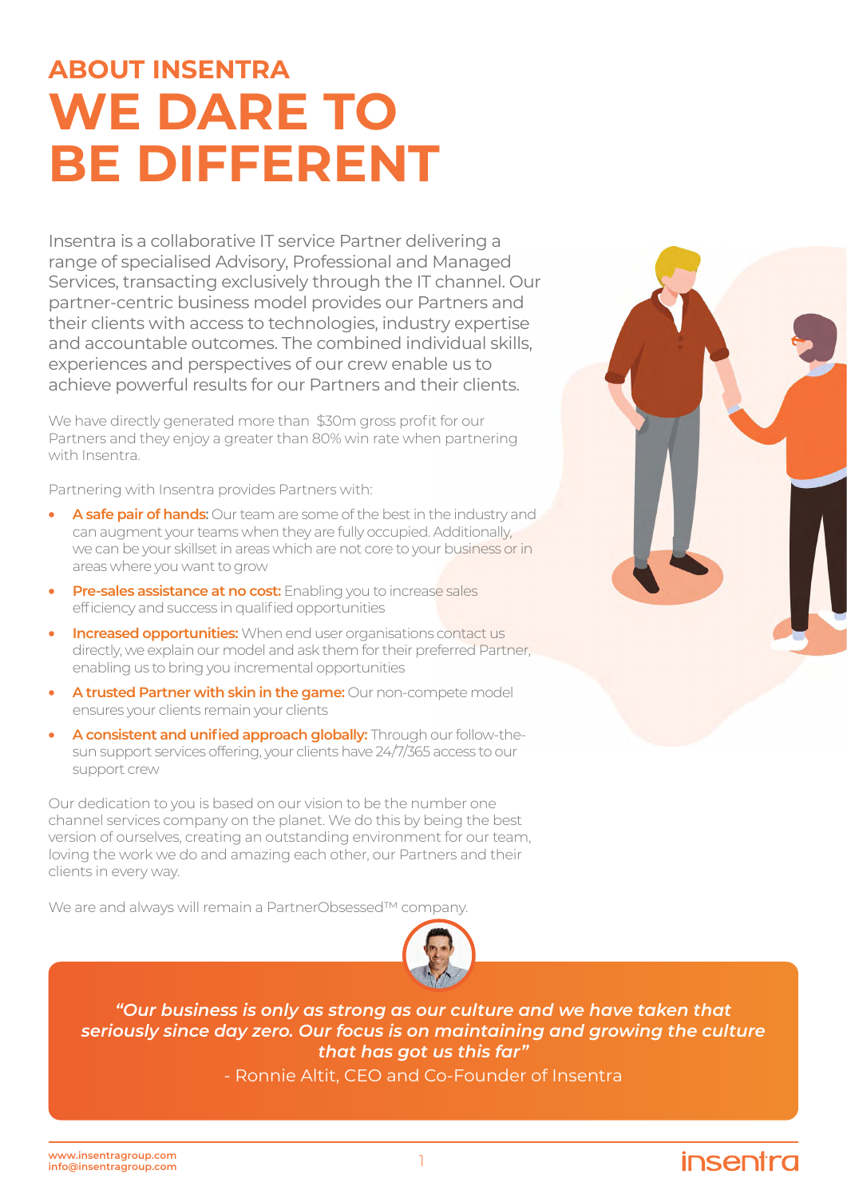## ABOUT INSENTRA

# WE DARE TO BE DIFFERENT

Insentra is a collaborative IT service Partner delivering a range of specialised Advisory, Professional and Managed Services, transacting exclusively through the IT channel. Our partner-centric business model provides our Partners and their clients with access to technologies, industry expertise and accountable outcomes. The combined individual skills, experiences and perspectives of our crew enable us to achieve powerful results for our Partners and their clients.

We have directly generated more than $30m gross profit for our Partners and they enjoy a greater than 80% win rate when partnering with Insentra.

Partnering with Insentra provides Partners with:

- **A safe pair of hands:** Our team are some of the best in the industry and can augment your teams when they are fully occupied. Additionally, we can be your skillset in areas which are not core to your business or in areas where you want to grow
- **Pre-sales assistance at no cost:** Enabling you to increase sales efficiency and success in qualified opportunities
- **Increased opportunities:** When end user organisations contact us directly, we explain our model and ask them for their preferred Partner, enabling us to bring you incremental opportunities
- **A trusted Partner with skin in the game:** Our non-compete model ensures your clients remain your clients
- **A consistent and unified approach globally:** Through our follow-the-sun support services offering, your clients have 24/7/365 access to our support crew

Our dedication to you is based on our vision to be the number one channel services company on the planet. We do this by being the best version of ourselves, creating an outstanding environment for our team, loving the work we do and amazing each other, our Partners and their clients in every way.

We are and always will remain a PartnerObsessed™ company.

> ***"Our business is only as strong as our culture and we have taken that seriously since day zero. Our focus is on maintaining and growing the culture that has got us this far"***
>
> \- Ronnie Altit, CEO and Co-Founder of Insentra

www.insentragroup.com
info@insentragroup.com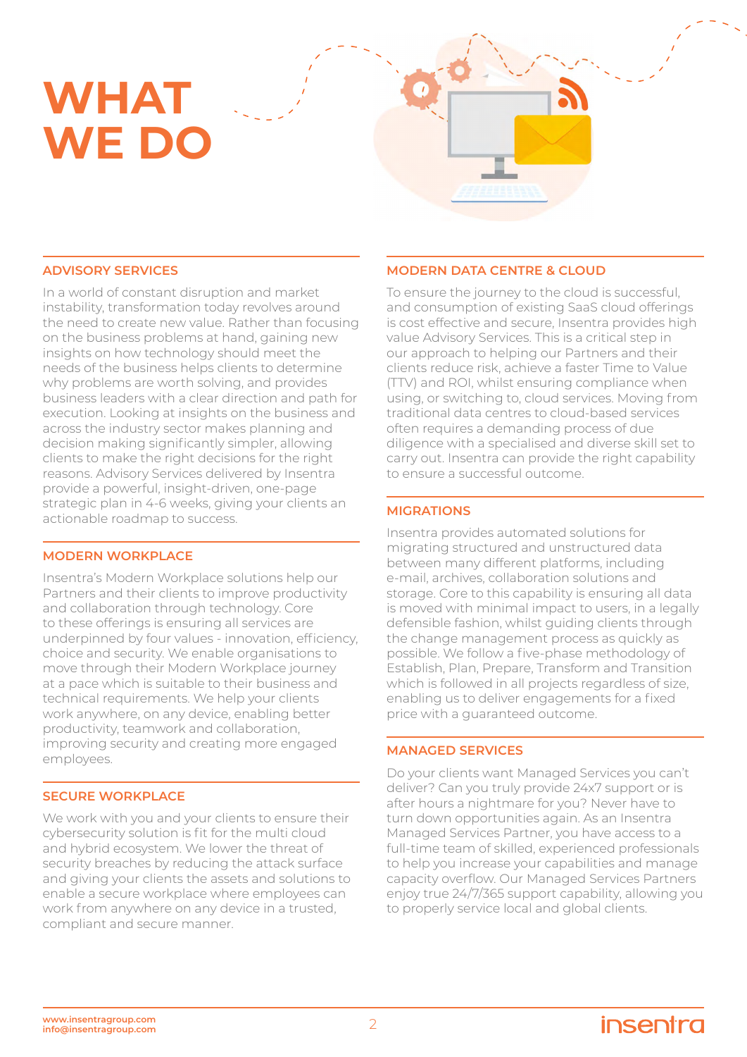# WHAT WE DO

## ADVISORY SERVICES

In a world of constant disruption and market instability, transformation today revolves around the need to create new value. Rather than focusing on the business problems at hand, gaining new insights on how technology should meet the needs of the business helps clients to determine why problems are worth solving, and provides business leaders with a clear direction and path for execution. Looking at insights on the business and across the industry sector makes planning and decision making significantly simpler, allowing clients to make the right decisions for the right reasons. Advisory Services delivered by Insentra provide a powerful, insight-driven, one-page strategic plan in 4-6 weeks, giving your clients an actionable roadmap to success.

## MODERN WORKPLACE

Insentra's Modern Workplace solutions help our Partners and their clients to improve productivity and collaboration through technology. Core to these offerings is ensuring all services are underpinned by four values - innovation, efficiency, choice and security. We enable organisations to move through their Modern Workplace journey at a pace which is suitable to their business and technical requirements. We help your clients work anywhere, on any device, enabling better productivity, teamwork and collaboration, improving security and creating more engaged employees.

## SECURE WORKPLACE

We work with you and your clients to ensure their cybersecurity solution is fit for the multi cloud and hybrid ecosystem. We lower the threat of security breaches by reducing the attack surface and giving your clients the assets and solutions to enable a secure workplace where employees can work from anywhere on any device in a trusted, compliant and secure manner.

## MODERN DATA CENTRE & CLOUD

To ensure the journey to the cloud is successful, and consumption of existing SaaS cloud offerings is cost effective and secure, Insentra provides high value Advisory Services. This is a critical step in our approach to helping our Partners and their clients reduce risk, achieve a faster Time to Value (TTV) and ROI, whilst ensuring compliance when using, or switching to, cloud services. Moving from traditional data centres to cloud-based services often requires a demanding process of due diligence with a specialised and diverse skill set to carry out. Insentra can provide the right capability to ensure a successful outcome.

## MIGRATIONS

Insentra provides automated solutions for migrating structured and unstructured data between many different platforms, including e-mail, archives, collaboration solutions and storage. Core to this capability is ensuring all data is moved with minimal impact to users, in a legally defensible fashion, whilst guiding clients through the change management process as quickly as possible. We follow a five-phase methodology of Establish, Plan, Prepare, Transform and Transition which is followed in all projects regardless of size, enabling us to deliver engagements for a fixed price with a guaranteed outcome.

## MANAGED SERVICES

Do your clients want Managed Services you can't deliver? Can you truly provide 24x7 support or is after hours a nightmare for you? Never have to turn down opportunities again. As an Insentra Managed Services Partner, you have access to a full-time team of skilled, experienced professionals to help you increase your capabilities and manage capacity overflow. Our Managed Services Partners enjoy true 24/7/365 support capability, allowing you to properly service local and global clients.

www.insentragroup.com
info@insentragroup.com

insentra